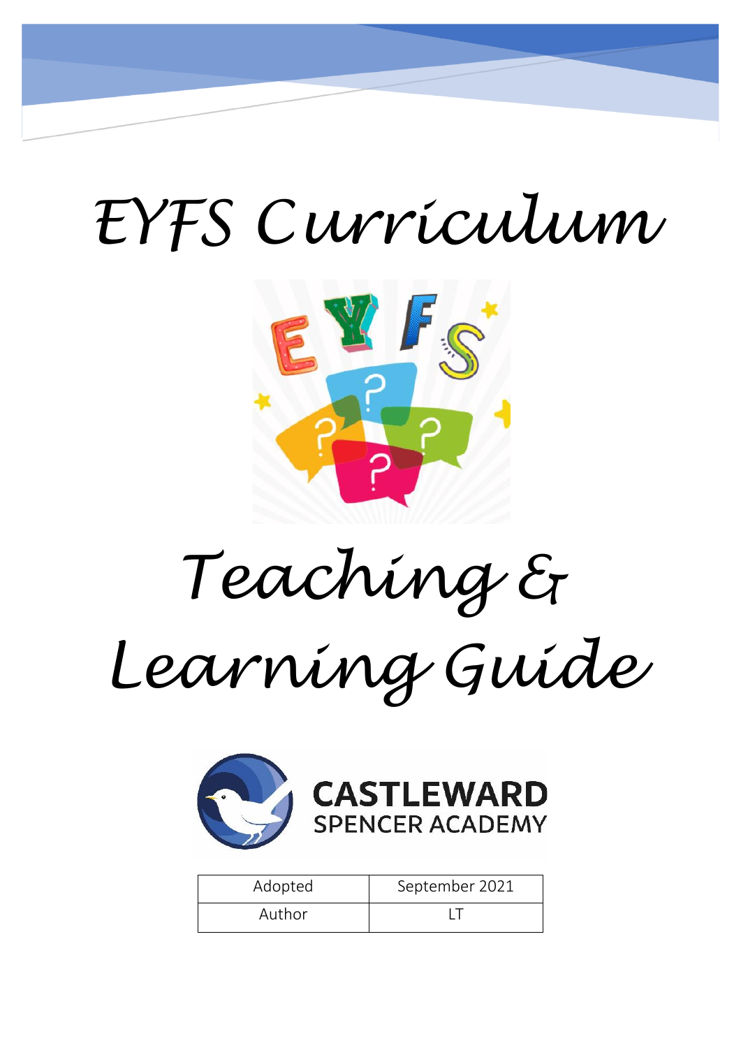# EYFS Curriculum

# Teaching & Learning Guide

CASTLEWARD
SPENCER ACADEMY

| Adopted | September 2021 |
|---|---|
| Author | LT |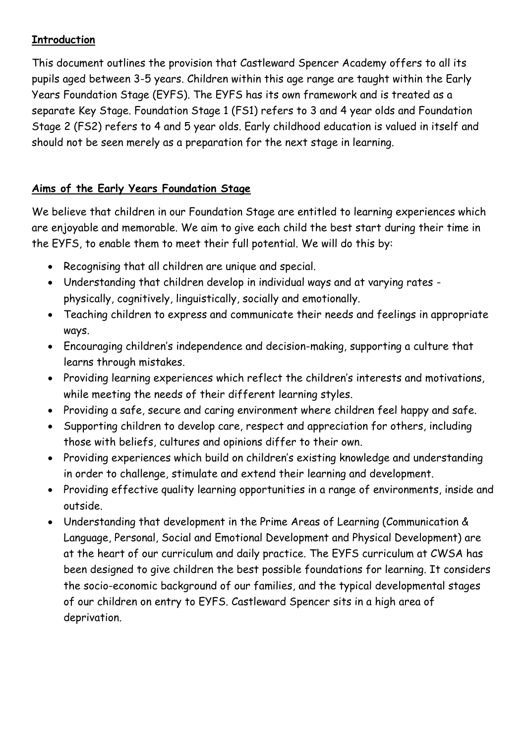## Introduction

This document outlines the provision that Castleward Spencer Academy offers to all its pupils aged between 3-5 years. Children within this age range are taught within the Early Years Foundation Stage (EYFS). The EYFS has its own framework and is treated as a separate Key Stage. Foundation Stage 1 (FS1) refers to 3 and 4 year olds and Foundation Stage 2 (FS2) refers to 4 and 5 year olds. Early childhood education is valued in itself and should not be seen merely as a preparation for the next stage in learning.

## Aims of the Early Years Foundation Stage

We believe that children in our Foundation Stage are entitled to learning experiences which are enjoyable and memorable. We aim to give each child the best start during their time in the EYFS, to enable them to meet their full potential. We will do this by:

- Recognising that all children are unique and special.
- Understanding that children develop in individual ways and at varying rates - physically, cognitively, linguistically, socially and emotionally.
- Teaching children to express and communicate their needs and feelings in appropriate ways.
- Encouraging children's independence and decision-making, supporting a culture that learns through mistakes.
- Providing learning experiences which reflect the children's interests and motivations, while meeting the needs of their different learning styles.
- Providing a safe, secure and caring environment where children feel happy and safe.
- Supporting children to develop care, respect and appreciation for others, including those with beliefs, cultures and opinions differ to their own.
- Providing experiences which build on children's existing knowledge and understanding in order to challenge, stimulate and extend their learning and development.
- Providing effective quality learning opportunities in a range of environments, inside and outside.
- Understanding that development in the Prime Areas of Learning (Communication & Language, Personal, Social and Emotional Development and Physical Development) are at the heart of our curriculum and daily practice. The EYFS curriculum at CWSA has been designed to give children the best possible foundations for learning. It considers the socio-economic background of our families, and the typical developmental stages of our children on entry to EYFS. Castleward Spencer sits in a high area of deprivation.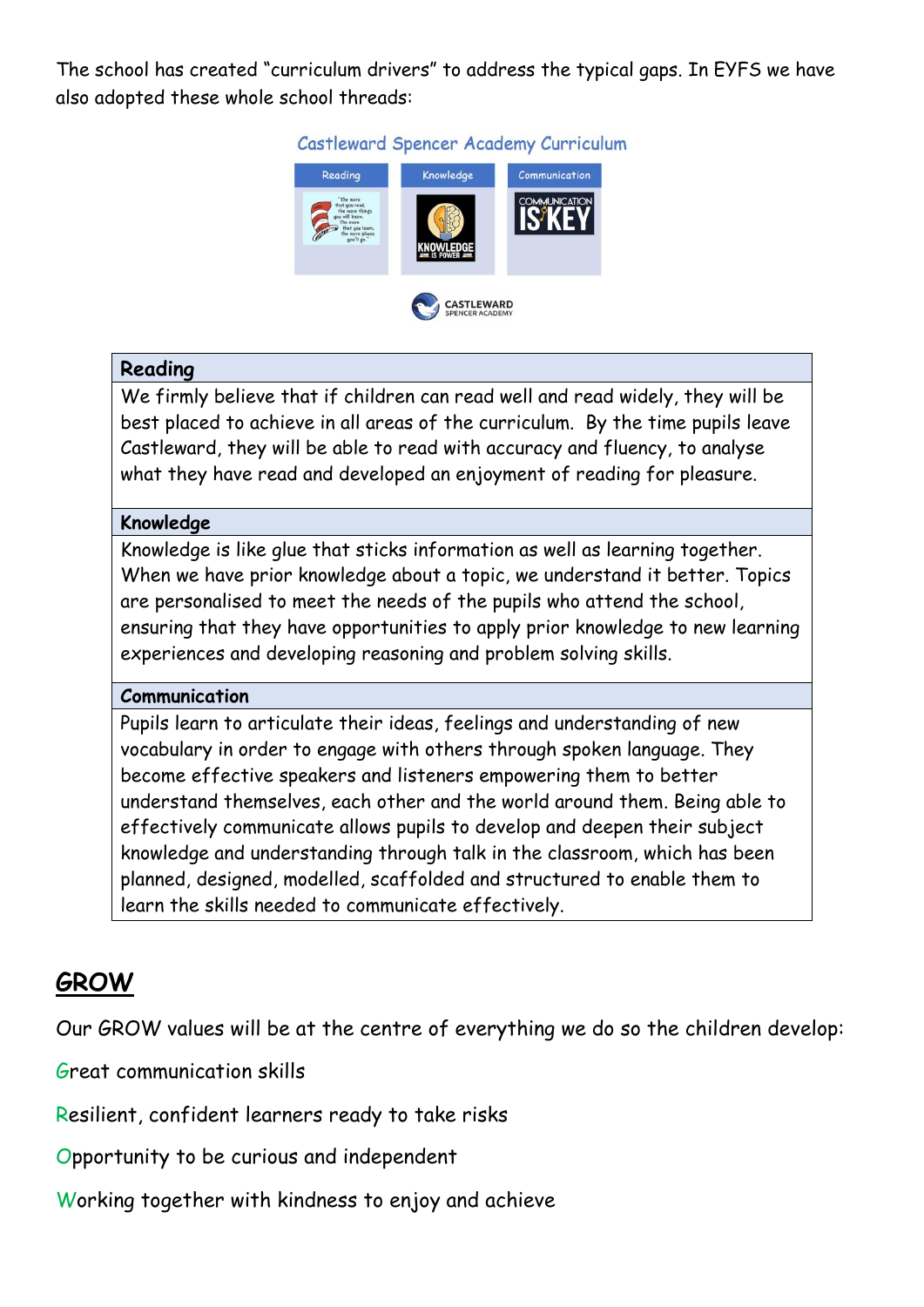The school has created "curriculum drivers" to address the typical gaps. In EYFS we have also adopted these whole school threads:

Castleward Spencer Academy Curriculum

| Reading | Knowledge | Communication |
|---|---|---|

| Reading |
|---|
| We firmly believe that if children can read well and read widely, they will be best placed to achieve in all areas of the curriculum. By the time pupils leave Castleward, they will be able to read with accuracy and fluency, to analyse what they have read and developed an enjoyment of reading for pleasure. |
| **Knowledge** |
| Knowledge is like glue that sticks information as well as learning together. When we have prior knowledge about a topic, we understand it better. Topics are personalised to meet the needs of the pupils who attend the school, ensuring that they have opportunities to apply prior knowledge to new learning experiences and developing reasoning and problem solving skills. |
| **Communication** |
| Pupils learn to articulate their ideas, feelings and understanding of new vocabulary in order to engage with others through spoken language. They become effective speakers and listeners empowering them to better understand themselves, each other and the world around them. Being able to effectively communicate allows pupils to develop and deepen their subject knowledge and understanding through talk in the classroom, which has been planned, designed, modelled, scaffolded and structured to enable them to learn the skills needed to communicate effectively. |

## GROW

Our GROW values will be at the centre of everything we do so the children develop:

Great communication skills

Resilient, confident learners ready to take risks

Opportunity to be curious and independent

Working together with kindness to enjoy and achieve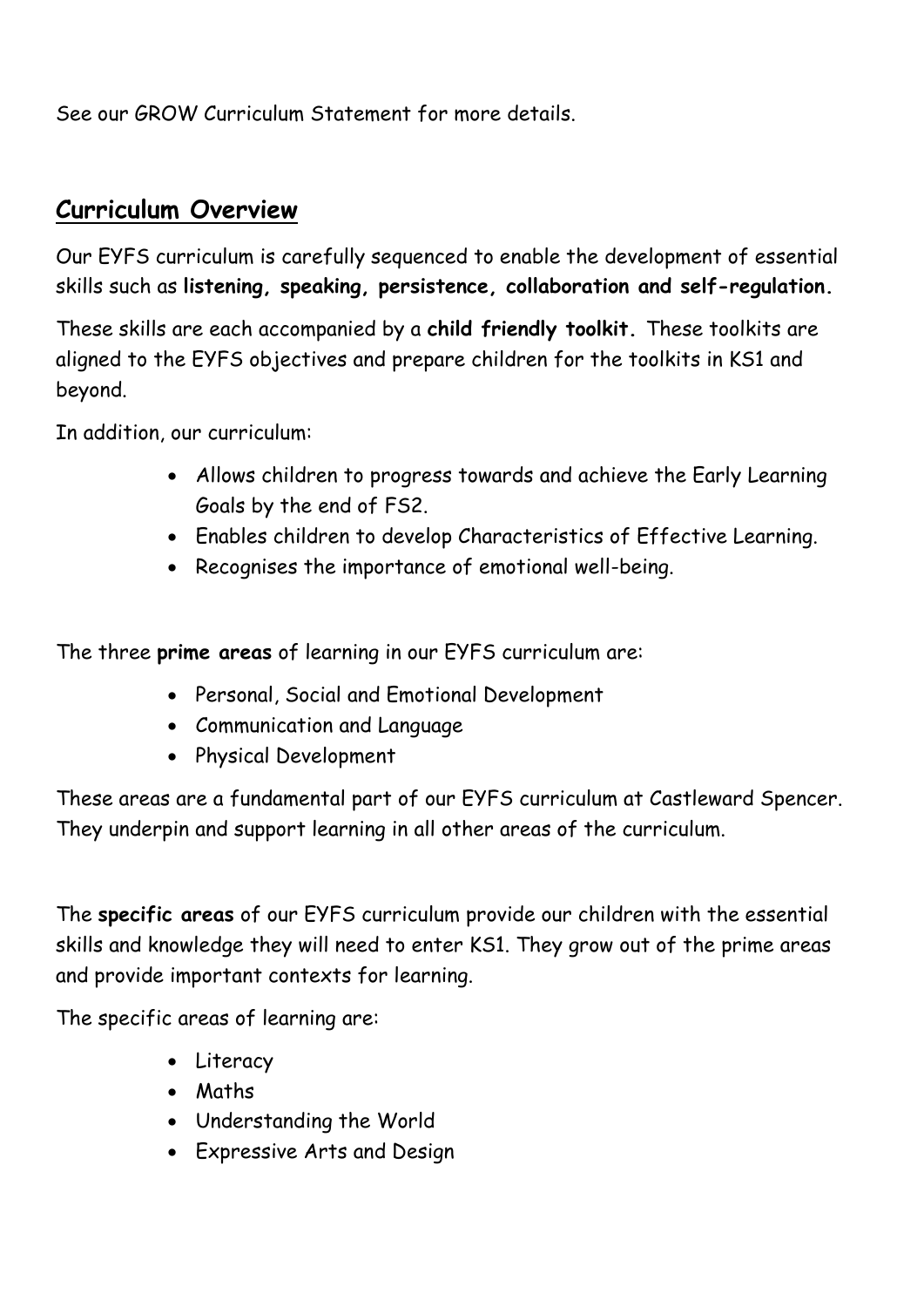See our GROW Curriculum Statement for more details.

## Curriculum Overview

Our EYFS curriculum is carefully sequenced to enable the development of essential skills such as **listening, speaking, persistence, collaboration and self-regulation.**

These skills are each accompanied by a **child friendly toolkit.** These toolkits are aligned to the EYFS objectives and prepare children for the toolkits in KS1 and beyond.

In addition, our curriculum:

- Allows children to progress towards and achieve the Early Learning Goals by the end of FS2.
- Enables children to develop Characteristics of Effective Learning.
- Recognises the importance of emotional well-being.

The three **prime areas** of learning in our EYFS curriculum are:

- Personal, Social and Emotional Development
- Communication and Language
- Physical Development

These areas are a fundamental part of our EYFS curriculum at Castleward Spencer. They underpin and support learning in all other areas of the curriculum.

The **specific areas** of our EYFS curriculum provide our children with the essential skills and knowledge they will need to enter KS1. They grow out of the prime areas and provide important contexts for learning.

The specific areas of learning are:

- Literacy
- Maths
- Understanding the World
- Expressive Arts and Design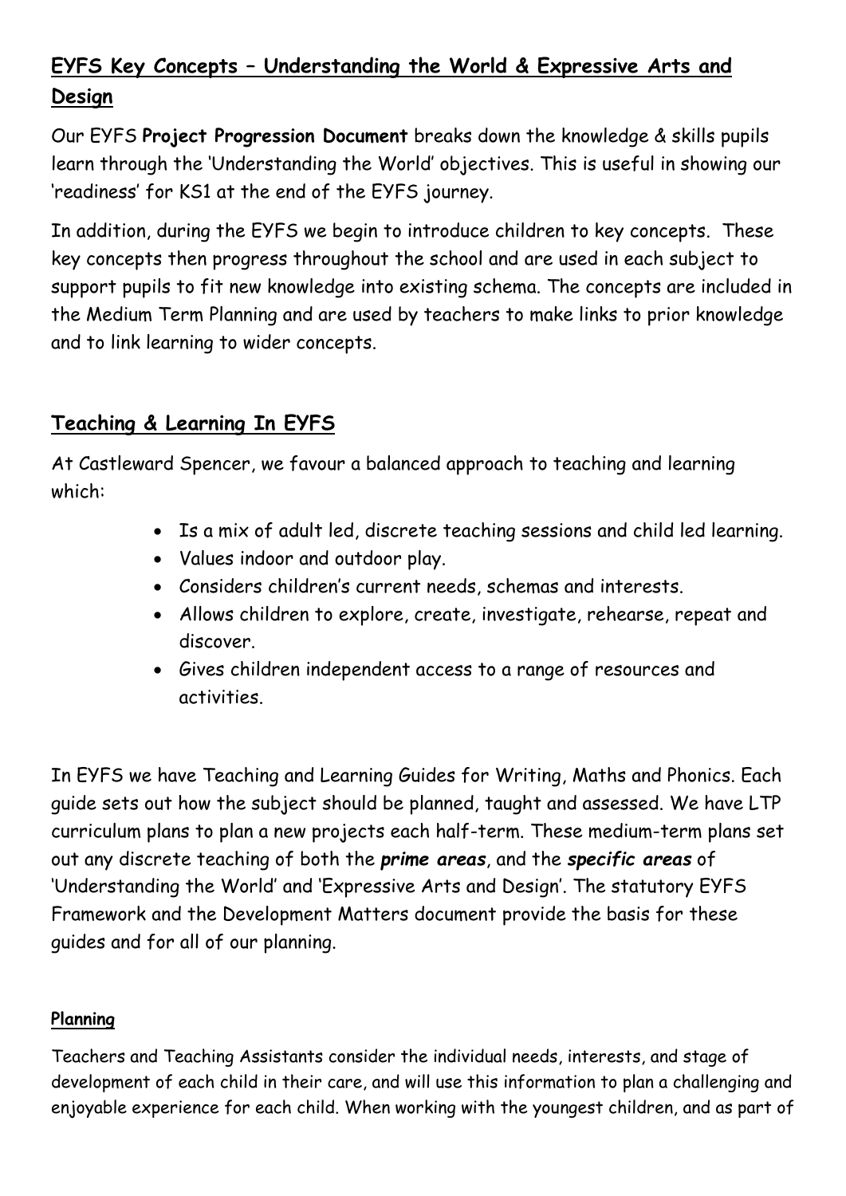## EYFS Key Concepts – Understanding the World & Expressive Arts and Design

Our EYFS **Project Progression Document** breaks down the knowledge & skills pupils learn through the 'Understanding the World' objectives. This is useful in showing our 'readiness' for KS1 at the end of the EYFS journey.

In addition, during the EYFS we begin to introduce children to key concepts. These key concepts then progress throughout the school and are used in each subject to support pupils to fit new knowledge into existing schema. The concepts are included in the Medium Term Planning and are used by teachers to make links to prior knowledge and to link learning to wider concepts.

## Teaching & Learning In EYFS

At Castleward Spencer, we favour a balanced approach to teaching and learning which:

- Is a mix of adult led, discrete teaching sessions and child led learning.
- Values indoor and outdoor play.
- Considers children's current needs, schemas and interests.
- Allows children to explore, create, investigate, rehearse, repeat and discover.
- Gives children independent access to a range of resources and activities.

In EYFS we have Teaching and Learning Guides for Writing, Maths and Phonics. Each guide sets out how the subject should be planned, taught and assessed. We have LTP curriculum plans to plan a new projects each half-term. These medium-term plans set out any discrete teaching of both the ***prime areas***, and the ***specific areas*** of 'Understanding the World' and 'Expressive Arts and Design'. The statutory EYFS Framework and the Development Matters document provide the basis for these guides and for all of our planning.

### Planning

Teachers and Teaching Assistants consider the individual needs, interests, and stage of development of each child in their care, and will use this information to plan a challenging and enjoyable experience for each child. When working with the youngest children, and as part of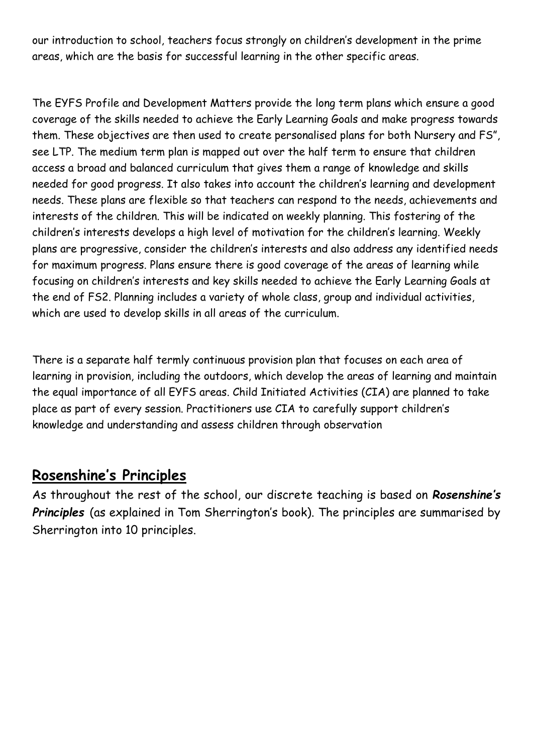our introduction to school, teachers focus strongly on children's development in the prime areas, which are the basis for successful learning in the other specific areas.

The EYFS Profile and Development Matters provide the long term plans which ensure a good coverage of the skills needed to achieve the Early Learning Goals and make progress towards them. These objectives are then used to create personalised plans for both Nursery and FS", see LTP. The medium term plan is mapped out over the half term to ensure that children access a broad and balanced curriculum that gives them a range of knowledge and skills needed for good progress. It also takes into account the children's learning and development needs. These plans are flexible so that teachers can respond to the needs, achievements and interests of the children. This will be indicated on weekly planning. This fostering of the children's interests develops a high level of motivation for the children's learning. Weekly plans are progressive, consider the children's interests and also address any identified needs for maximum progress. Plans ensure there is good coverage of the areas of learning while focusing on children's interests and key skills needed to achieve the Early Learning Goals at the end of FS2. Planning includes a variety of whole class, group and individual activities, which are used to develop skills in all areas of the curriculum.

There is a separate half termly continuous provision plan that focuses on each area of learning in provision, including the outdoors, which develop the areas of learning and maintain the equal importance of all EYFS areas. Child Initiated Activities (CIA) are planned to take place as part of every session. Practitioners use CIA to carefully support children's knowledge and understanding and assess children through observation

## Rosenshine's Principles

As throughout the rest of the school, our discrete teaching is based on ***Rosenshine's Principles*** (as explained in Tom Sherrington's book). The principles are summarised by Sherrington into 10 principles.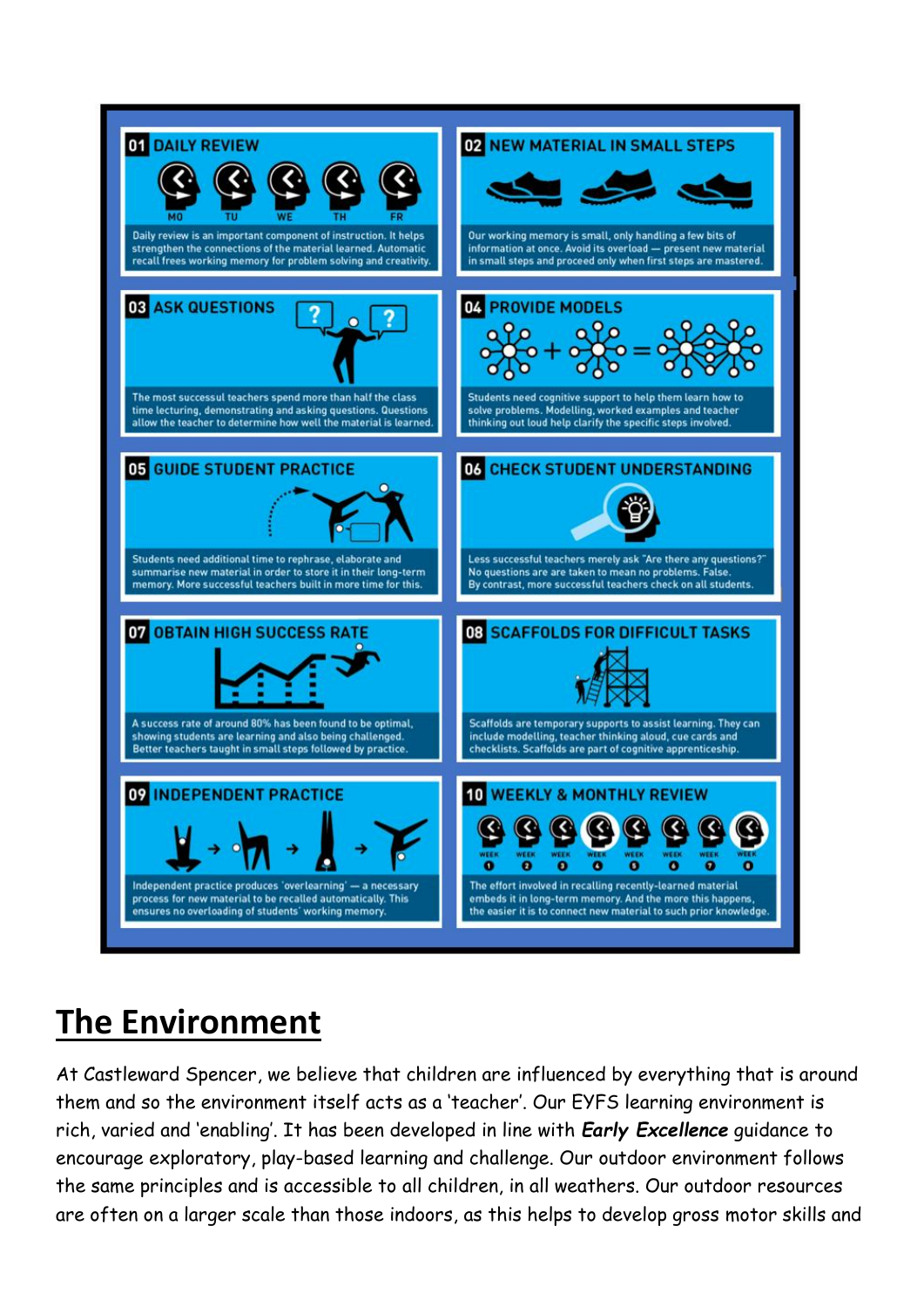## 01 DAILY REVIEW

MO TU WE TH FR

Daily review is an important component of instruction. It helps strengthen the connections of the material learned. Automatic recall frees working memory for problem solving and creativity.

## 02 NEW MATERIAL IN SMALL STEPS

Our working memory is small, only handling a few bits of information at once. Avoid its overload — present new material in small steps and proceed only when first steps are mastered.

## 03 ASK QUESTIONS

The most successful teachers spend more than half the class time lecturing, demonstrating and asking questions. Questions allow the teacher to determine how well the material is learned.

## 04 PROVIDE MODELS

Students need cognitive support to help them learn how to solve problems. Modelling, worked examples and teacher thinking out loud help clarify the specific steps involved.

## 05 GUIDE STUDENT PRACTICE

Students need additional time to rephrase, elaborate and summarise new material in order to store it in their long-term memory. More successful teachers built in more time for this.

## 06 CHECK STUDENT UNDERSTANDING

Less successful teachers merely ask "Are there any questions?" No questions are are taken to mean no problems. False. By contrast, more successful teachers check on all students.

## 07 OBTAIN HIGH SUCCESS RATE

A success rate of around 80% has been found to be optimal, showing students are learning and also being challenged. Better teachers taught in small steps followed by practice.

## 08 SCAFFOLDS FOR DIFFICULT TASKS

Scaffolds are temporary supports to assist learning. They can include modelling, teacher thinking aloud, cue cards and checklists. Scaffolds are part of cognitive apprenticeship.

## 09 INDEPENDENT PRACTICE

Independent practice produces 'overlearning' — a necessary process for new material to be recalled automatically. This ensures no overloading of students' working memory.

## 10 WEEKLY & MONTHLY REVIEW

WEEK 1 WEEK 2 WEEK 3 WEEK 4 WEEK 5 WEEK 6 WEEK 7 WEEK 8

The effort involved in recalling recently-learned material embeds it in long-term memory. And the more this happens, the easier it is to connect new material to such prior knowledge.

# The Environment

At Castleward Spencer, we believe that children are influenced by everything that is around them and so the environment itself acts as a 'teacher'. Our EYFS learning environment is rich, varied and 'enabling'. It has been developed in line with ***Early Excellence*** guidance to encourage exploratory, play-based learning and challenge. Our outdoor environment follows the same principles and is accessible to all children, in all weathers. Our outdoor resources are often on a larger scale than those indoors, as this helps to develop gross motor skills and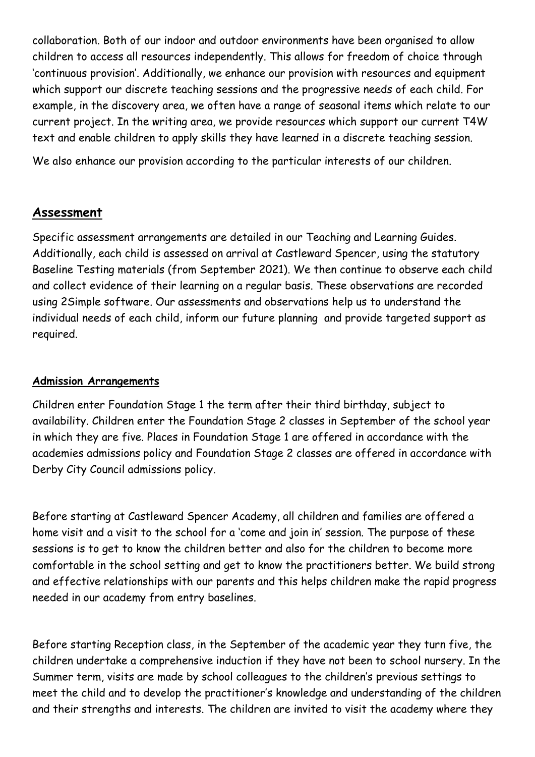collaboration. Both of our indoor and outdoor environments have been organised to allow children to access all resources independently. This allows for freedom of choice through 'continuous provision'. Additionally, we enhance our provision with resources and equipment which support our discrete teaching sessions and the progressive needs of each child. For example, in the discovery area, we often have a range of seasonal items which relate to our current project. In the writing area, we provide resources which support our current T4W text and enable children to apply skills they have learned in a discrete teaching session.

We also enhance our provision according to the particular interests of our children.

## Assessment

Specific assessment arrangements are detailed in our Teaching and Learning Guides. Additionally, each child is assessed on arrival at Castleward Spencer, using the statutory Baseline Testing materials (from September 2021). We then continue to observe each child and collect evidence of their learning on a regular basis. These observations are recorded using 2Simple software. Our assessments and observations help us to understand the individual needs of each child, inform our future planning and provide targeted support as required.

### Admission Arrangements

Children enter Foundation Stage 1 the term after their third birthday, subject to availability. Children enter the Foundation Stage 2 classes in September of the school year in which they are five. Places in Foundation Stage 1 are offered in accordance with the academies admissions policy and Foundation Stage 2 classes are offered in accordance with Derby City Council admissions policy.

Before starting at Castleward Spencer Academy, all children and families are offered a home visit and a visit to the school for a 'come and join in' session. The purpose of these sessions is to get to know the children better and also for the children to become more comfortable in the school setting and get to know the practitioners better. We build strong and effective relationships with our parents and this helps children make the rapid progress needed in our academy from entry baselines.

Before starting Reception class, in the September of the academic year they turn five, the children undertake a comprehensive induction if they have not been to school nursery. In the Summer term, visits are made by school colleagues to the children's previous settings to meet the child and to develop the practitioner's knowledge and understanding of the children and their strengths and interests. The children are invited to visit the academy where they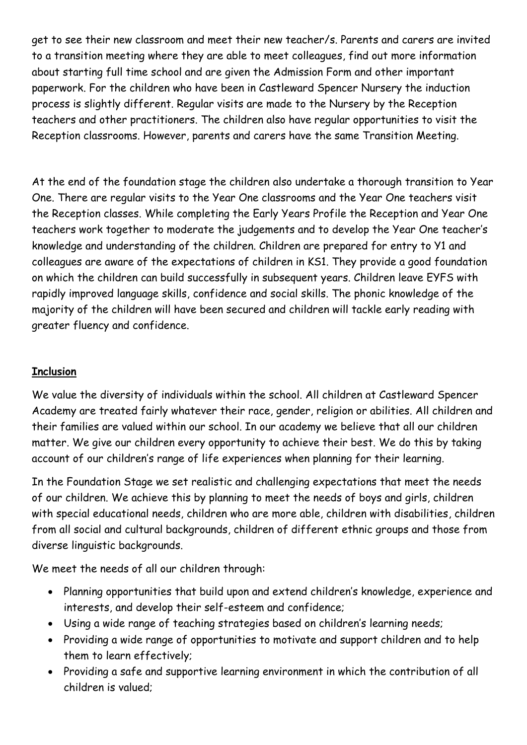get to see their new classroom and meet their new teacher/s. Parents and carers are invited to a transition meeting where they are able to meet colleagues, find out more information about starting full time school and are given the Admission Form and other important paperwork. For the children who have been in Castleward Spencer Nursery the induction process is slightly different. Regular visits are made to the Nursery by the Reception teachers and other practitioners. The children also have regular opportunities to visit the Reception classrooms. However, parents and carers have the same Transition Meeting.

At the end of the foundation stage the children also undertake a thorough transition to Year One. There are regular visits to the Year One classrooms and the Year One teachers visit the Reception classes. While completing the Early Years Profile the Reception and Year One teachers work together to moderate the judgements and to develop the Year One teacher's knowledge and understanding of the children. Children are prepared for entry to Y1 and colleagues are aware of the expectations of children in KS1. They provide a good foundation on which the children can build successfully in subsequent years. Children leave EYFS with rapidly improved language skills, confidence and social skills. The phonic knowledge of the majority of the children will have been secured and children will tackle early reading with greater fluency and confidence.

## Inclusion

We value the diversity of individuals within the school. All children at Castleward Spencer Academy are treated fairly whatever their race, gender, religion or abilities. All children and their families are valued within our school. In our academy we believe that all our children matter. We give our children every opportunity to achieve their best. We do this by taking account of our children's range of life experiences when planning for their learning.

In the Foundation Stage we set realistic and challenging expectations that meet the needs of our children. We achieve this by planning to meet the needs of boys and girls, children with special educational needs, children who are more able, children with disabilities, children from all social and cultural backgrounds, children of different ethnic groups and those from diverse linguistic backgrounds.

We meet the needs of all our children through:

- Planning opportunities that build upon and extend children's knowledge, experience and interests, and develop their self-esteem and confidence;
- Using a wide range of teaching strategies based on children's learning needs;
- Providing a wide range of opportunities to motivate and support children and to help them to learn effectively;
- Providing a safe and supportive learning environment in which the contribution of all children is valued;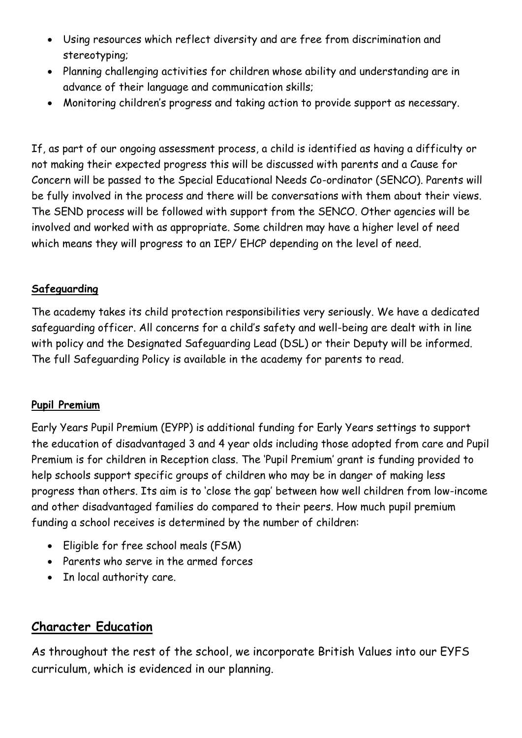- Using resources which reflect diversity and are free from discrimination and stereotyping;
- Planning challenging activities for children whose ability and understanding are in advance of their language and communication skills;
- Monitoring children's progress and taking action to provide support as necessary.

If, as part of our ongoing assessment process, a child is identified as having a difficulty or not making their expected progress this will be discussed with parents and a Cause for Concern will be passed to the Special Educational Needs Co-ordinator (SENCO). Parents will be fully involved in the process and there will be conversations with them about their views. The SEND process will be followed with support from the SENCO. Other agencies will be involved and worked with as appropriate. Some children may have a higher level of need which means they will progress to an IEP/ EHCP depending on the level of need.

**Safeguarding**

The academy takes its child protection responsibilities very seriously. We have a dedicated safeguarding officer. All concerns for a child's safety and well-being are dealt with in line with policy and the Designated Safeguarding Lead (DSL) or their Deputy will be informed. The full Safeguarding Policy is available in the academy for parents to read.

**Pupil Premium**

Early Years Pupil Premium (EYPP) is additional funding for Early Years settings to support the education of disadvantaged 3 and 4 year olds including those adopted from care and Pupil Premium is for children in Reception class. The 'Pupil Premium' grant is funding provided to help schools support specific groups of children who may be in danger of making less progress than others. Its aim is to 'close the gap' between how well children from low-income and other disadvantaged families do compared to their peers. How much pupil premium funding a school receives is determined by the number of children:

- Eligible for free school meals (FSM)
- Parents who serve in the armed forces
- In local authority care.

## Character Education

As throughout the rest of the school, we incorporate British Values into our EYFS curriculum, which is evidenced in our planning.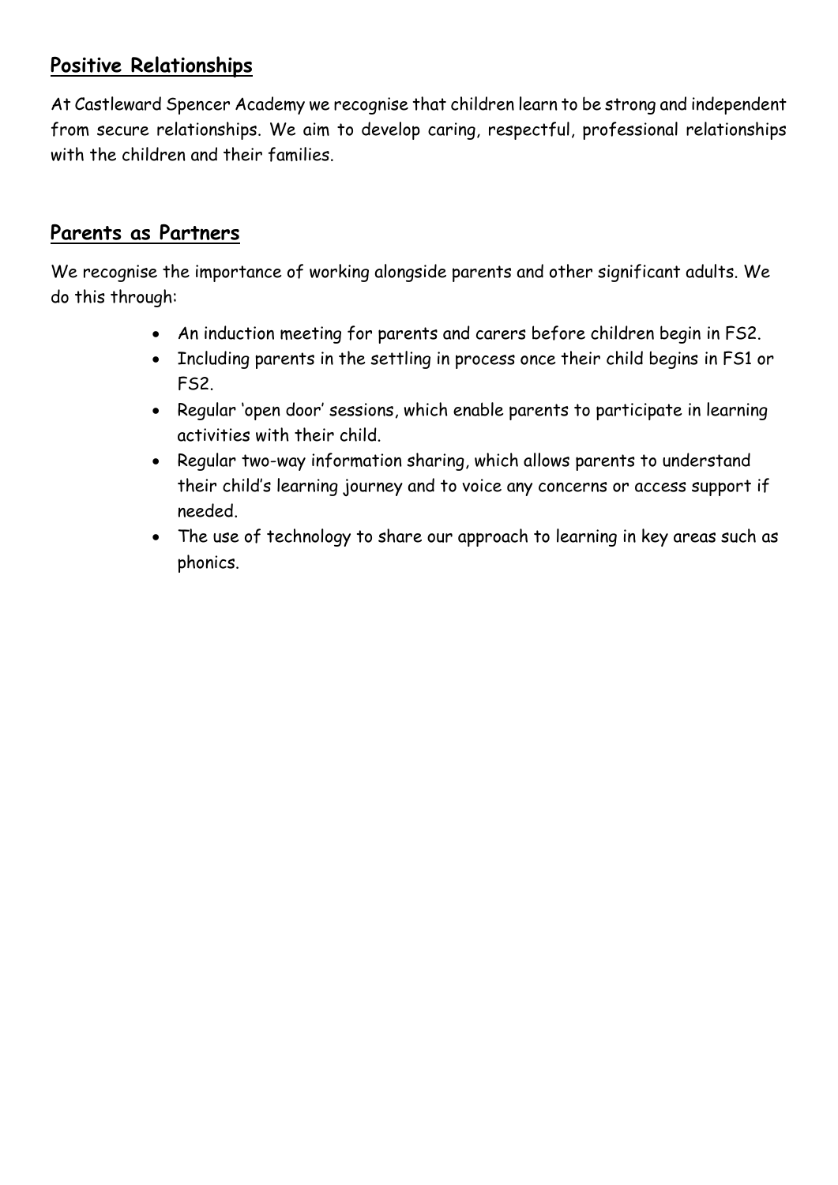## Positive Relationships

At Castleward Spencer Academy we recognise that children learn to be strong and independent from secure relationships. We aim to develop caring, respectful, professional relationships with the children and their families.

## Parents as Partners

We recognise the importance of working alongside parents and other significant adults. We do this through:

- An induction meeting for parents and carers before children begin in FS2.
- Including parents in the settling in process once their child begins in FS1 or FS2.
- Regular 'open door' sessions, which enable parents to participate in learning activities with their child.
- Regular two-way information sharing, which allows parents to understand their child's learning journey and to voice any concerns or access support if needed.
- The use of technology to share our approach to learning in key areas such as phonics.